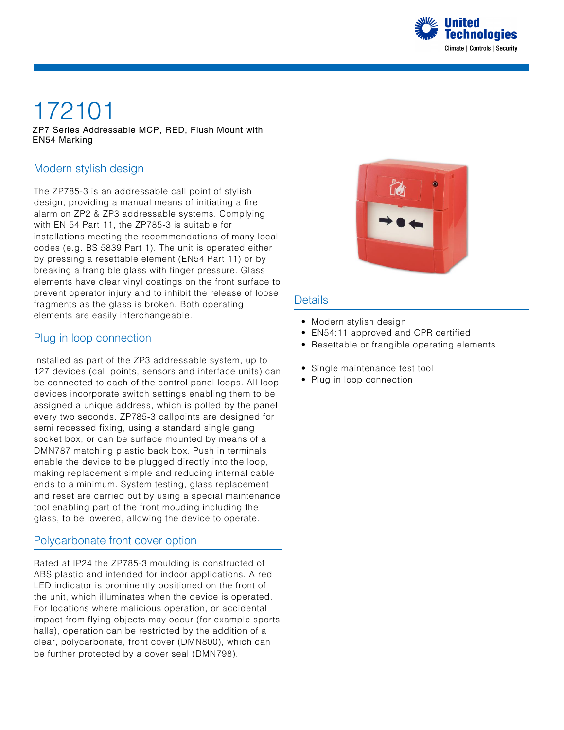# 172101

ZP7 Series Addressable MCP, RED, Flush Mount with EN54 Marking

## Modern stylish design

The ZP785-3 is an addressable call point of stylish design, providing a manual means of initiating a fire alarm on ZP2 & ZP3 addressable systems. Complying with EN 54 Part 11, the ZP785-3 is suitable for installations meeting the recommendations of many local codes (e.g. BS 5839 Part 1). The unit is operated either by pressing a resettable element (EN54 Part 11) or by breaking a frangible glass with finger pressure. Glass elements have clear vinyl coatings on the front surface to prevent operator injury and to inhibit the release of loose fragments as the glass is broken. Both operating elements are easily interchangeable.

## Plug in loop connection

Installed as part of the ZP3 addressable system, up to 127 devices (call points, sensors and interface units) can be connected to each of the control panel loops. All loop devices incorporate switch settings enabling them to be assigned a unique address, which is polled by the panel every two seconds. ZP785-3 callpoints are designed for semi recessed fixing, using a standard single gang socket box, or can be surface mounted by means of a DMN787 matching plastic back box. Push in terminals enable the device to be plugged directly into the loop, making replacement simple and reducing internal cable ends to a minimum. System testing, glass replacement and reset are carried out by using a special maintenance tool enabling part of the front mouding including the glass, to be lowered, allowing the device to operate.

## Polycarbonate front cover option

Rated at IP24 the ZP785-3 moulding is constructed of ABS plastic and intended for indoor applications. A red LED indicator is prominently positioned on the front of the unit, which illuminates when the device is operated. For locations where malicious operation, or accidental impact from flying objects may occur (for example sports halls), operation can be restricted by the addition of a clear, polycarbonate, front cover (DMN800), which can be further protected by a cover seal (DMN798).

## Details

- Modern stylish design
- EN54:11 approved and CPR certified
- Resettable or frangible operating elements

- Single maintenance test tool
- Plug in loop connection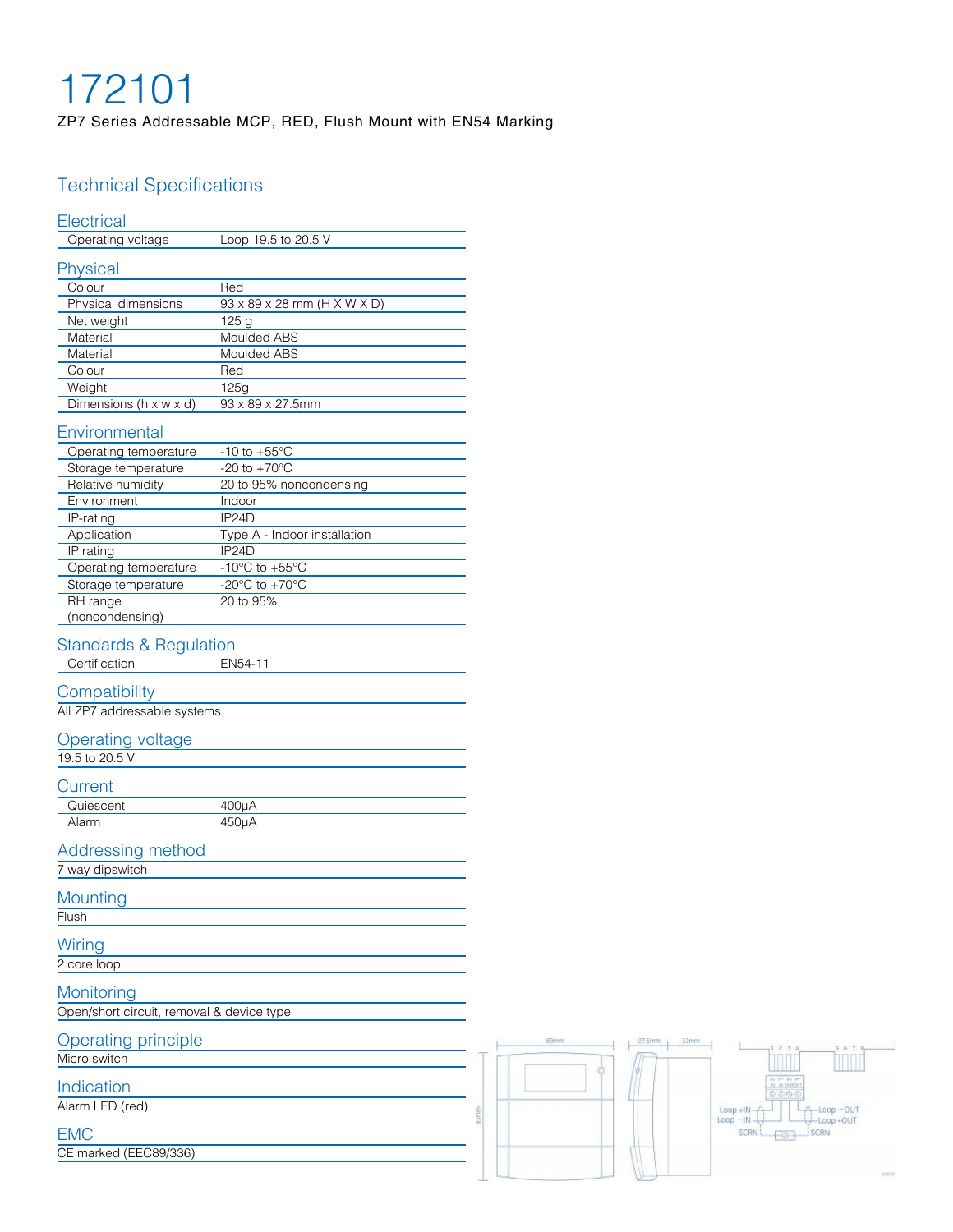# 172101

ZP7 Series Addressable MCP, RED, Flush Mount with EN54 Marking

## Technical Specifications

### Electrical

| | |
|---|---|
| Operating voltage | Loop 19.5 to 20.5 V |

### Physical

| | |
|---|---|
| Colour | Red |
| Physical dimensions | 93 x 89 x 28 mm (H X W X D) |
| Net weight | 125 g |
| Material | Moulded ABS |
| Material | Moulded ABS |
| Colour | Red |
| Weight | 125g |
| Dimensions (h x w x d) | 93 x 89 x 27.5mm |

### Environmental

| | |
|---|---|
| Operating temperature | -10 to +55°C |
| Storage temperature | -20 to +70°C |
| Relative humidity | 20 to 95% noncondensing |
| Environment | Indoor |
| IP-rating | IP24D |
| Application | Type A - Indoor installation |
| IP rating | IP24D |
| Operating temperature | -10°C to +55°C |
| Storage temperature | -20°C to +70°C |
| RH range (noncondensing) | 20 to 95% |

### Standards & Regulation

| | |
|---|---|
| Certification | EN54-11 |

### Compatibility

All ZP7 addressable systems

### Operating voltage

19.5 to 20.5 V

### Current

| | |
|---|---|
| Quiescent | 400µA |
| Alarm | 450µA |

### Addressing method

7 way dipswitch

### Mounting

Flush

### Wiring

2 core loop

### Monitoring

Open/short circuit, removal & device type

### Operating principle

Micro switch

### Indication

Alarm LED (red)

### EMC

CE marked (EEC89/336)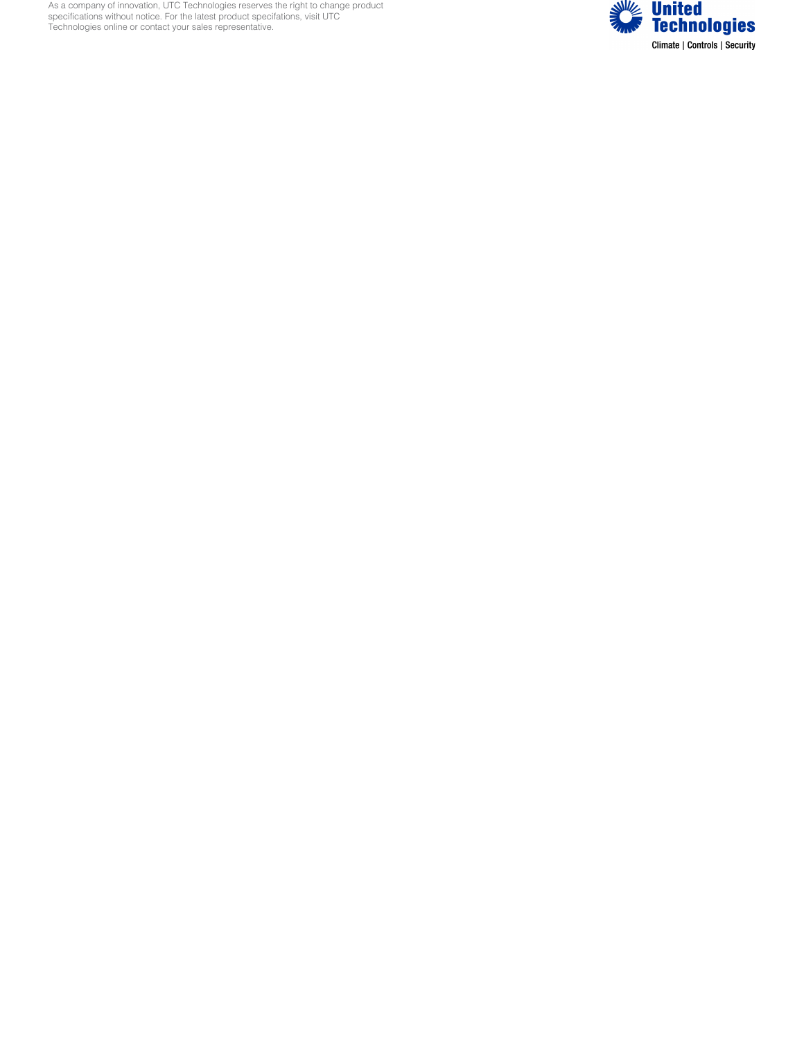As a company of innovation, UTC Technologies reserves the right to change product specifications without notice. For the latest product specifations, visit UTC Technologies online or contact your sales representative.

United Technologies

Climate | Controls | Security